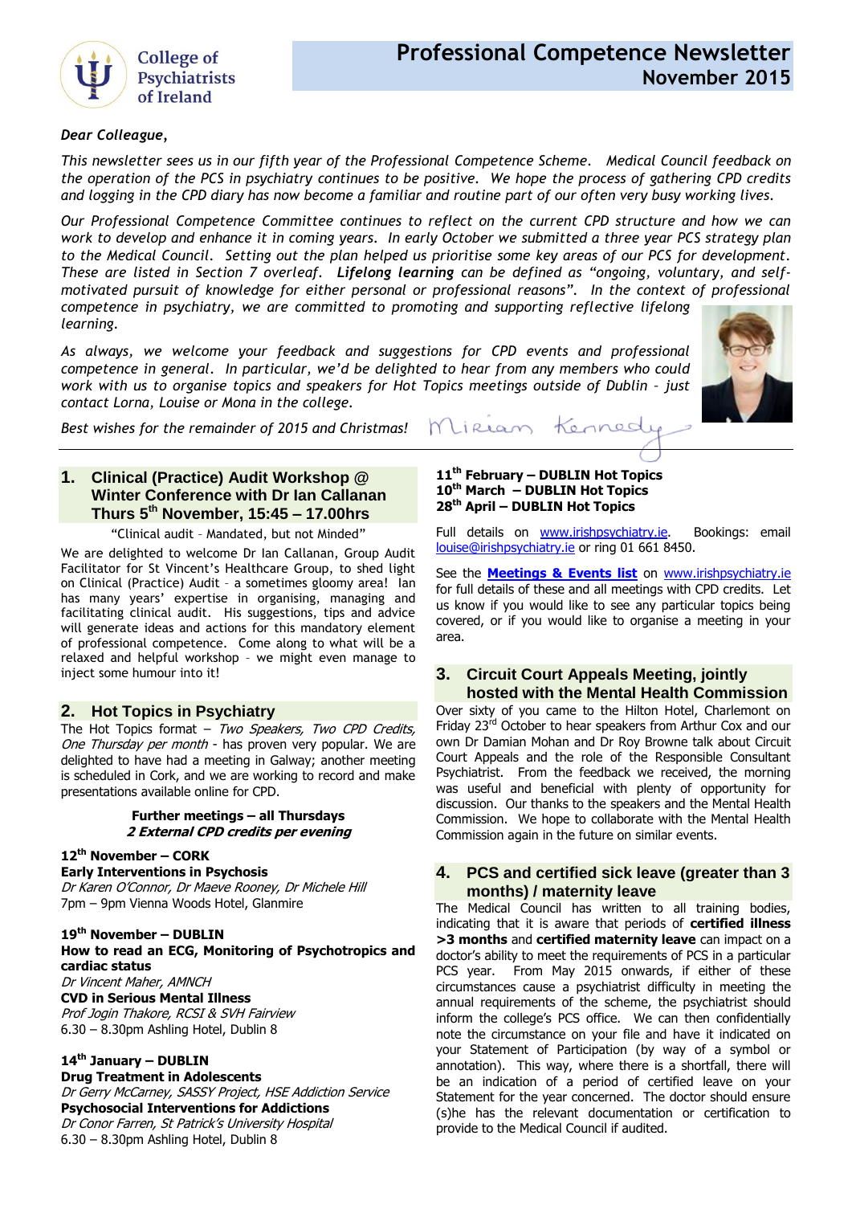College of Psychiatrists of Ireland

# Professional Competence Newsletter November 2015

*Dear Colleague,*

*This newsletter sees us in our fifth year of the Professional Competence Scheme. Medical Council feedback on the operation of the PCS in psychiatry continues to be positive. We hope the process of gathering CPD credits and logging in the CPD diary has now become a familiar and routine part of our often very busy working lives.*

*Our Professional Competence Committee continues to reflect on the current CPD structure and how we can work to develop and enhance it in coming years. In early October we submitted a three year PCS strategy plan to the Medical Council. Setting out the plan helped us prioritise some key areas of our PCS for development. These are listed in Section 7 overleaf.* ***Lifelong learning*** *can be defined as "ongoing, voluntary, and self-motivated pursuit of knowledge for either personal or professional reasons". In the context of professional competence in psychiatry, we are committed to promoting and supporting reflective lifelong learning.*

*As always, we welcome your feedback and suggestions for CPD events and professional competence in general. In particular, we'd be delighted to hear from any members who could work with us to organise topics and speakers for Hot Topics meetings outside of Dublin – just contact Lorna, Louise or Mona in the college.*

*Best wishes for the remainder of 2015 and Christmas!* Miriam Kennedy

## 1. Clinical (Practice) Audit Workshop @ Winter Conference with Dr Ian Callanan Thurs 5th November, 15:45 – 17.00hrs

"Clinical audit – Mandated, but not Minded"

We are delighted to welcome Dr Ian Callanan, Group Audit Facilitator for St Vincent's Healthcare Group, to shed light on Clinical (Practice) Audit – a sometimes gloomy area! Ian has many years' expertise in organising, managing and facilitating clinical audit. His suggestions, tips and advice will generate ideas and actions for this mandatory element of professional competence. Come along to what will be a relaxed and helpful workshop – we might even manage to inject some humour into it!

## 2. Hot Topics in Psychiatry

The Hot Topics format – *Two Speakers, Two CPD Credits, One Thursday per month* - has proven very popular. We are delighted to have had a meeting in Galway; another meeting is scheduled in Cork, and we are working to record and make presentations available online for CPD.

**Further meetings – all Thursdays**
***2 External CPD credits per evening***

**12th November – CORK**
**Early Interventions in Psychosis**
*Dr Karen O'Connor, Dr Maeve Rooney, Dr Michele Hill*
7pm – 9pm Vienna Woods Hotel, Glanmire

**19th November – DUBLIN**
**How to read an ECG, Monitoring of Psychotropics and cardiac status**
*Dr Vincent Maher, AMNCH*
**CVD in Serious Mental Illness**
*Prof Jogin Thakore, RCSI & SVH Fairview*
6.30 – 8.30pm Ashling Hotel, Dublin 8

**14th January – DUBLIN**
**Drug Treatment in Adolescents**
*Dr Gerry McCarney, SASSY Project, HSE Addiction Service*
**Psychosocial Interventions for Addictions**
*Dr Conor Farren, St Patrick's University Hospital*
6.30 – 8.30pm Ashling Hotel, Dublin 8

**11th February – DUBLIN Hot Topics**
**10th March – DUBLIN Hot Topics**
**28th April – DUBLIN Hot Topics**

Full details on www.irishpsychiatry.ie. Bookings: email louise@irishpsychiatry.ie or ring 01 661 8450.

See the **Meetings & Events list** on www.irishpsychiatry.ie for full details of these and all meetings with CPD credits. Let us know if you would like to see any particular topics being covered, or if you would like to organise a meeting in your area.

## 3. Circuit Court Appeals Meeting, jointly hosted with the Mental Health Commission

Over sixty of you came to the Hilton Hotel, Charlemont on Friday 23rd October to hear speakers from Arthur Cox and our own Dr Damian Mohan and Dr Roy Browne talk about Circuit Court Appeals and the role of the Responsible Consultant Psychiatrist. From the feedback we received, the morning was useful and beneficial with plenty of opportunity for discussion. Our thanks to the speakers and the Mental Health Commission. We hope to collaborate with the Mental Health Commission again in the future on similar events.

## 4. PCS and certified sick leave (greater than 3 months) / maternity leave

The Medical Council has written to all training bodies, indicating that it is aware that periods of **certified illness >3 months** and **certified maternity leave** can impact on a doctor's ability to meet the requirements of PCS in a particular PCS year. From May 2015 onwards, if either of these circumstances cause a psychiatrist difficulty in meeting the annual requirements of the scheme, the psychiatrist should inform the college's PCS office. We can then confidentially note the circumstance on your file and have it indicated on your Statement of Participation (by way of a symbol or annotation). This way, where there is a shortfall, there will be an indication of a period of certified leave on your Statement for the year concerned. The doctor should ensure (s)he has the relevant documentation or certification to provide to the Medical Council if audited.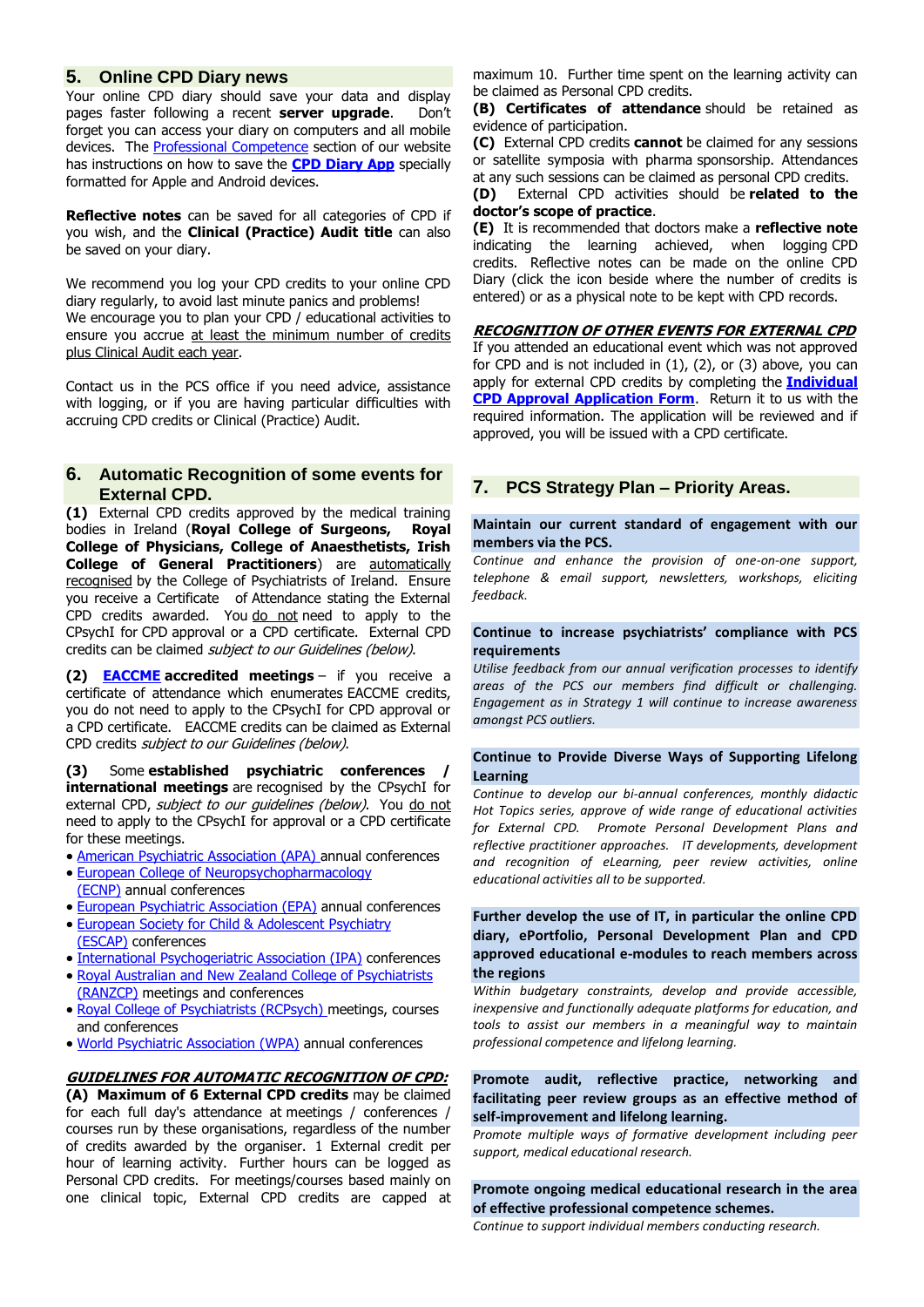## 5. Online CPD Diary news

Your online CPD diary should save your data and display pages faster following a recent **server upgrade**. Don't forget you can access your diary on computers and all mobile devices. The Professional Competence section of our website has instructions on how to save the **CPD Diary App** specially formatted for Apple and Android devices.

**Reflective notes** can be saved for all categories of CPD if you wish, and the **Clinical (Practice) Audit title** can also be saved on your diary.

We recommend you log your CPD credits to your online CPD diary regularly, to avoid last minute panics and problems!
We encourage you to plan your CPD / educational activities to ensure you accrue at least the minimum number of credits plus Clinical Audit each year.

Contact us in the PCS office if you need advice, assistance with logging, or if you are having particular difficulties with accruing CPD credits or Clinical (Practice) Audit.

## 6. Automatic Recognition of some events for External CPD.

**(1)** External CPD credits approved by the medical training bodies in Ireland (**Royal College of Surgeons, Royal College of Physicians, College of Anaesthetists, Irish College of General Practitioners**) are automatically recognised by the College of Psychiatrists of Ireland. Ensure you receive a Certificate of Attendance stating the External CPD credits awarded. You do not need to apply to the CPsychI for CPD approval or a CPD certificate. External CPD credits can be claimed *subject to our Guidelines (below).*

**(2) EACCME accredited meetings** – if you receive a certificate of attendance which enumerates EACCME credits, you do not need to apply to the CPsychI for CPD approval or a CPD certificate. EACCME credits can be claimed as External CPD credits *subject to our Guidelines (below).*

**(3)** Some **established psychiatric conferences / international meetings** are recognised by the CPsychI for external CPD, *subject to our guidelines (below).* You do not need to apply to the CPsychI for approval or a CPD certificate for these meetings.

- American Psychiatric Association (APA) annual conferences
- European College of Neuropsychopharmacology (ECNP) annual conferences
- European Psychiatric Association (EPA) annual conferences
- European Society for Child & Adolescent Psychiatry (ESCAP) conferences
- International Psychogeriatric Association (IPA) conferences
- Royal Australian and New Zealand College of Psychiatrists (RANZCP) meetings and conferences
- Royal College of Psychiatrists (RCPsych) meetings, courses and conferences
- World Psychiatric Association (WPA) annual conferences

***GUIDELINES FOR AUTOMATIC RECOGNITION OF CPD:***

**(A) Maximum of 6 External CPD credits** may be claimed for each full day's attendance at meetings / conferences / courses run by these organisations, regardless of the number of credits awarded by the organiser. 1 External credit per hour of learning activity. Further hours can be logged as Personal CPD credits. For meetings/courses based mainly on one clinical topic, External CPD credits are capped at maximum 10. Further time spent on the learning activity can be claimed as Personal CPD credits.

**(B) Certificates of attendance** should be retained as evidence of participation.

**(C)** External CPD credits **cannot** be claimed for any sessions or satellite symposia with pharma sponsorship. Attendances at any such sessions can be claimed as personal CPD credits.

**(D)** External CPD activities should be **related to the doctor's scope of practice**.

**(E)** It is recommended that doctors make a **reflective note** indicating the learning achieved, when logging CPD credits. Reflective notes can be made on the online CPD Diary (click the icon beside where the number of credits is entered) or as a physical note to be kept with CPD records.

***RECOGNITION OF OTHER EVENTS FOR EXTERNAL CPD***

If you attended an educational event which was not approved for CPD and is not included in (1), (2), or (3) above, you can apply for external CPD credits by completing the **Individual CPD Approval Application Form**. Return it to us with the required information. The application will be reviewed and if approved, you will be issued with a CPD certificate.

## 7. PCS Strategy Plan – Priority Areas.

**Maintain our current standard of engagement with our members via the PCS.**

*Continue and enhance the provision of one-on-one support, telephone & email support, newsletters, workshops, eliciting feedback.*

**Continue to increase psychiatrists' compliance with PCS requirements**

*Utilise feedback from our annual verification processes to identify areas of the PCS our members find difficult or challenging. Engagement as in Strategy 1 will continue to increase awareness amongst PCS outliers.*

**Continue to Provide Diverse Ways of Supporting Lifelong Learning**

*Continue to develop our bi-annual conferences, monthly didactic Hot Topics series, approve of wide range of educational activities for External CPD. Promote Personal Development Plans and reflective practitioner approaches. IT developments, development and recognition of eLearning, peer review activities, online educational activities all to be supported.*

**Further develop the use of IT, in particular the online CPD diary, ePortfolio, Personal Development Plan and CPD approved educational e-modules to reach members across the regions**

*Within budgetary constraints, develop and provide accessible, inexpensive and functionally adequate platforms for education, and tools to assist our members in a meaningful way to maintain professional competence and lifelong learning.*

**Promote audit, reflective practice, networking and facilitating peer review groups as an effective method of self-improvement and lifelong learning.**

*Promote multiple ways of formative development including peer support, medical educational research.*

**Promote ongoing medical educational research in the area of effective professional competence schemes.**

*Continue to support individual members conducting research.*